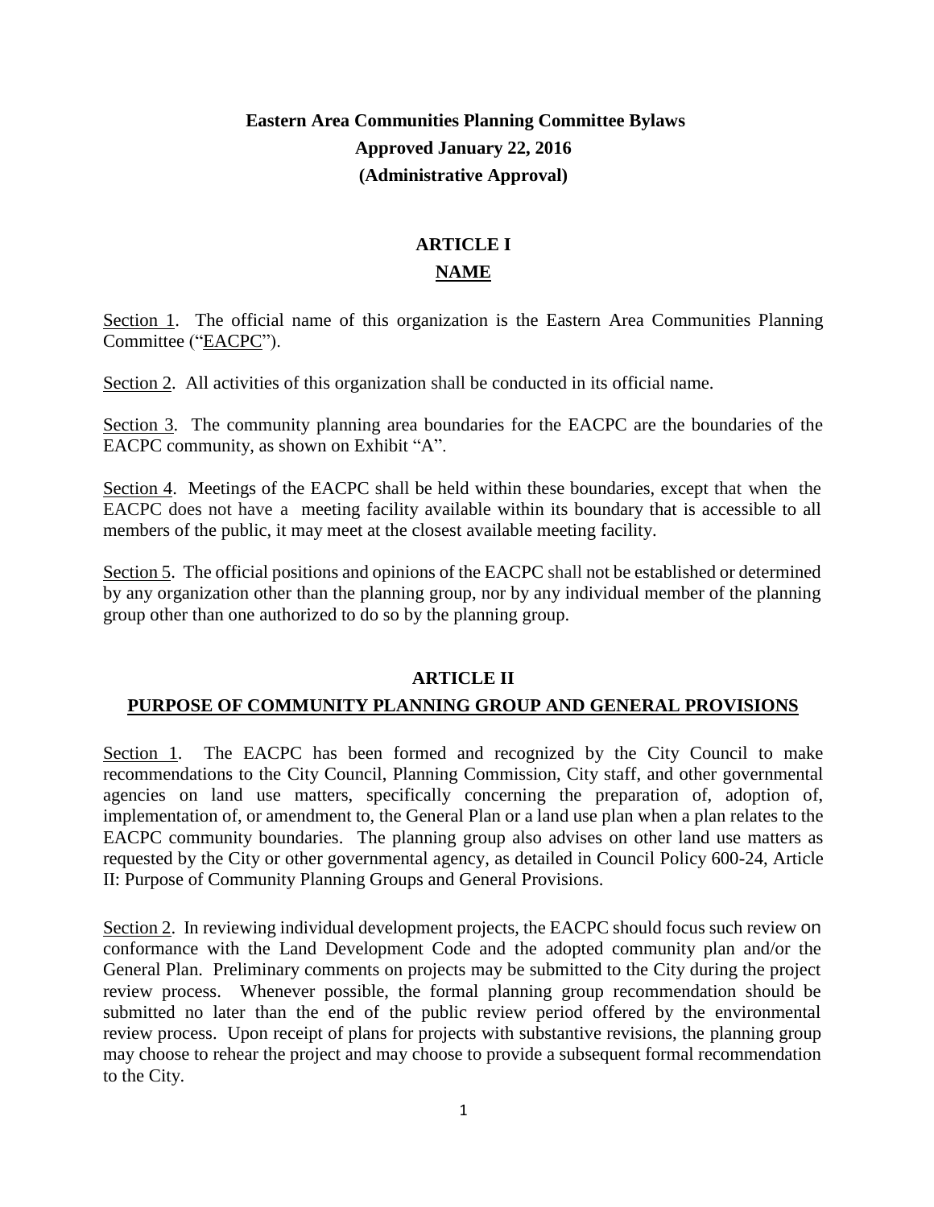# Eastern Area Communities Planning Committee Bylaws

**Approved January 22, 2016**

**(Administrative Approval)**

## ARTICLE I

## NAME

Section 1. The official name of this organization is the Eastern Area Communities Planning Committee ("EACPC").

Section 2. All activities of this organization shall be conducted in its official name.

Section 3. The community planning area boundaries for the EACPC are the boundaries of the EACPC community, as shown on Exhibit "A".

Section 4. Meetings of the EACPC shall be held within these boundaries, except that when the EACPC does not have a meeting facility available within its boundary that is accessible to all members of the public, it may meet at the closest available meeting facility.

Section 5. The official positions and opinions of the EACPC shall not be established or determined by any organization other than the planning group, nor by any individual member of the planning group other than one authorized to do so by the planning group.

## ARTICLE II

## PURPOSE OF COMMUNITY PLANNING GROUP AND GENERAL PROVISIONS

Section 1. The EACPC has been formed and recognized by the City Council to make recommendations to the City Council, Planning Commission, City staff, and other governmental agencies on land use matters, specifically concerning the preparation of, adoption of, implementation of, or amendment to, the General Plan or a land use plan when a plan relates to the EACPC community boundaries. The planning group also advises on other land use matters as requested by the City or other governmental agency, as detailed in Council Policy 600-24, Article II: Purpose of Community Planning Groups and General Provisions.

Section 2. In reviewing individual development projects, the EACPC should focus such review on conformance with the Land Development Code and the adopted community plan and/or the General Plan. Preliminary comments on projects may be submitted to the City during the project review process. Whenever possible, the formal planning group recommendation should be submitted no later than the end of the public review period offered by the environmental review process. Upon receipt of plans for projects with substantive revisions, the planning group may choose to rehear the project and may choose to provide a subsequent formal recommendation to the City.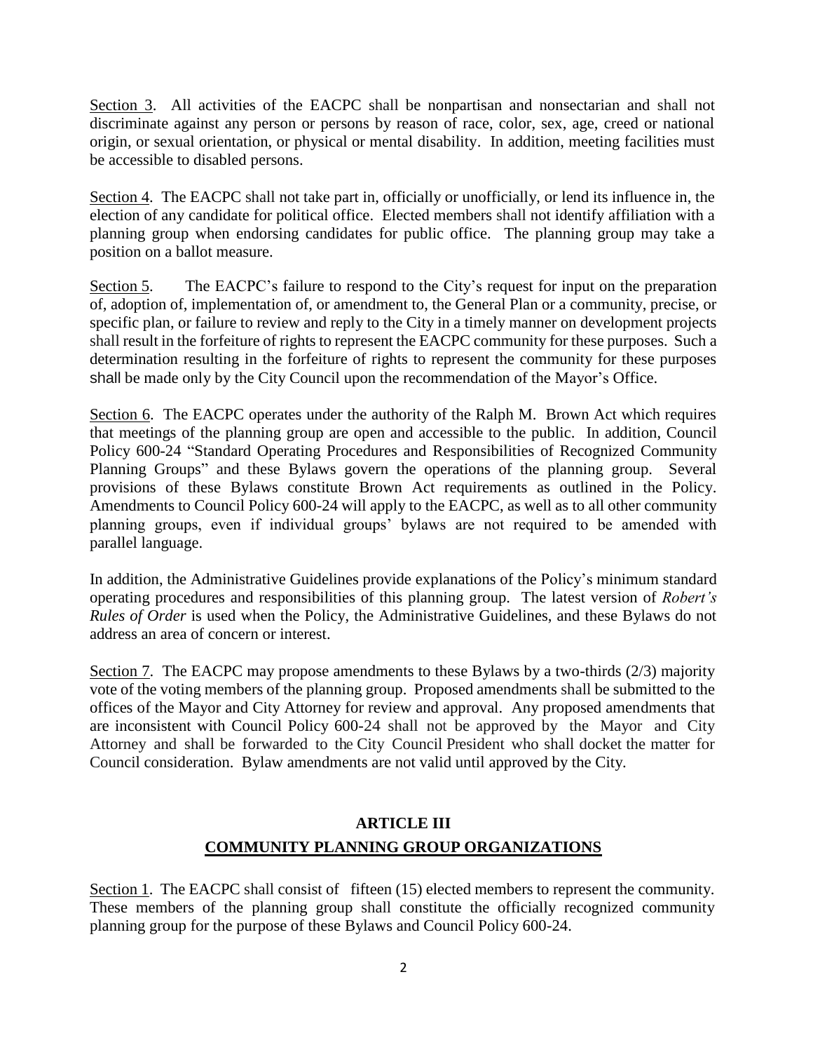Section 3. All activities of the EACPC shall be nonpartisan and nonsectarian and shall not discriminate against any person or persons by reason of race, color, sex, age, creed or national origin, or sexual orientation, or physical or mental disability. In addition, meeting facilities must be accessible to disabled persons.

Section 4. The EACPC shall not take part in, officially or unofficially, or lend its influence in, the election of any candidate for political office. Elected members shall not identify affiliation with a planning group when endorsing candidates for public office. The planning group may take a position on a ballot measure.

Section 5. The EACPC's failure to respond to the City's request for input on the preparation of, adoption of, implementation of, or amendment to, the General Plan or a community, precise, or specific plan, or failure to review and reply to the City in a timely manner on development projects shall result in the forfeiture of rights to represent the EACPC community for these purposes. Such a determination resulting in the forfeiture of rights to represent the community for these purposes shall be made only by the City Council upon the recommendation of the Mayor's Office.

Section 6. The EACPC operates under the authority of the Ralph M. Brown Act which requires that meetings of the planning group are open and accessible to the public. In addition, Council Policy 600-24 "Standard Operating Procedures and Responsibilities of Recognized Community Planning Groups" and these Bylaws govern the operations of the planning group. Several provisions of these Bylaws constitute Brown Act requirements as outlined in the Policy. Amendments to Council Policy 600-24 will apply to the EACPC, as well as to all other community planning groups, even if individual groups' bylaws are not required to be amended with parallel language.

In addition, the Administrative Guidelines provide explanations of the Policy's minimum standard operating procedures and responsibilities of this planning group. The latest version of *Robert's Rules of Order* is used when the Policy, the Administrative Guidelines, and these Bylaws do not address an area of concern or interest.

Section 7. The EACPC may propose amendments to these Bylaws by a two-thirds (2/3) majority vote of the voting members of the planning group. Proposed amendments shall be submitted to the offices of the Mayor and City Attorney for review and approval. Any proposed amendments that are inconsistent with Council Policy 600-24 shall not be approved by the Mayor and City Attorney and shall be forwarded to the City Council President who shall docket the matter for Council consideration. Bylaw amendments are not valid until approved by the City.

## ARTICLE III

## COMMUNITY PLANNING GROUP ORGANIZATIONS

Section 1. The EACPC shall consist of fifteen (15) elected members to represent the community. These members of the planning group shall constitute the officially recognized community planning group for the purpose of these Bylaws and Council Policy 600-24.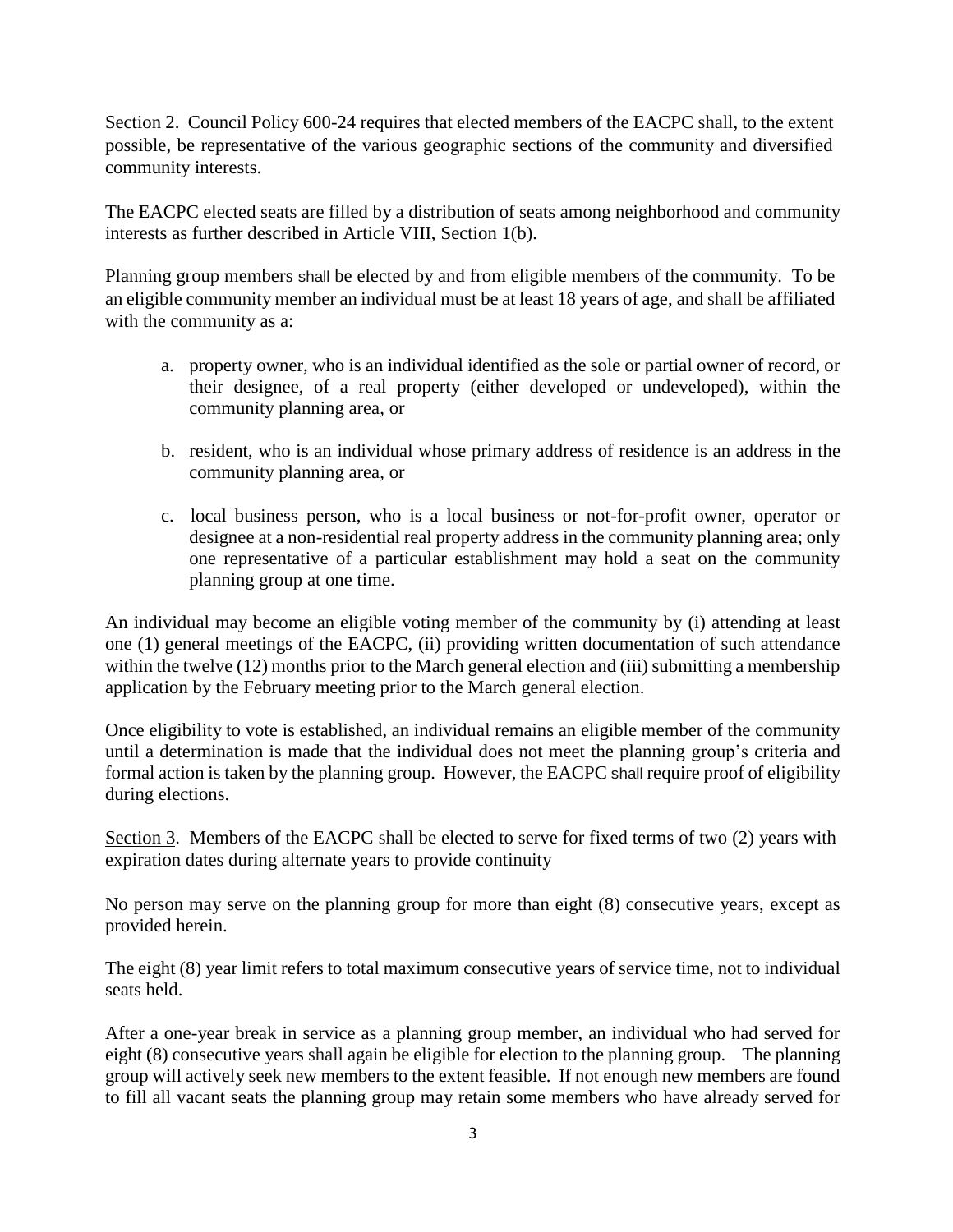Section 2. Council Policy 600-24 requires that elected members of the EACPC shall, to the extent possible, be representative of the various geographic sections of the community and diversified community interests.

The EACPC elected seats are filled by a distribution of seats among neighborhood and community interests as further described in Article VIII, Section 1(b).

Planning group members shall be elected by and from eligible members of the community. To be an eligible community member an individual must be at least 18 years of age, and shall be affiliated with the community as a:

a. property owner, who is an individual identified as the sole or partial owner of record, or their designee, of a real property (either developed or undeveloped), within the community planning area, or

b. resident, who is an individual whose primary address of residence is an address in the community planning area, or

c. local business person, who is a local business or not-for-profit owner, operator or designee at a non-residential real property address in the community planning area; only one representative of a particular establishment may hold a seat on the community planning group at one time.

An individual may become an eligible voting member of the community by (i) attending at least one (1) general meetings of the EACPC, (ii) providing written documentation of such attendance within the twelve (12) months prior to the March general election and (iii) submitting a membership application by the February meeting prior to the March general election.

Once eligibility to vote is established, an individual remains an eligible member of the community until a determination is made that the individual does not meet the planning group's criteria and formal action is taken by the planning group. However, the EACPC shall require proof of eligibility during elections.

Section 3. Members of the EACPC shall be elected to serve for fixed terms of two (2) years with expiration dates during alternate years to provide continuity

No person may serve on the planning group for more than eight (8) consecutive years, except as provided herein.

The eight (8) year limit refers to total maximum consecutive years of service time, not to individual seats held.

After a one-year break in service as a planning group member, an individual who had served for eight (8) consecutive years shall again be eligible for election to the planning group. The planning group will actively seek new members to the extent feasible. If not enough new members are found to fill all vacant seats the planning group may retain some members who have already served for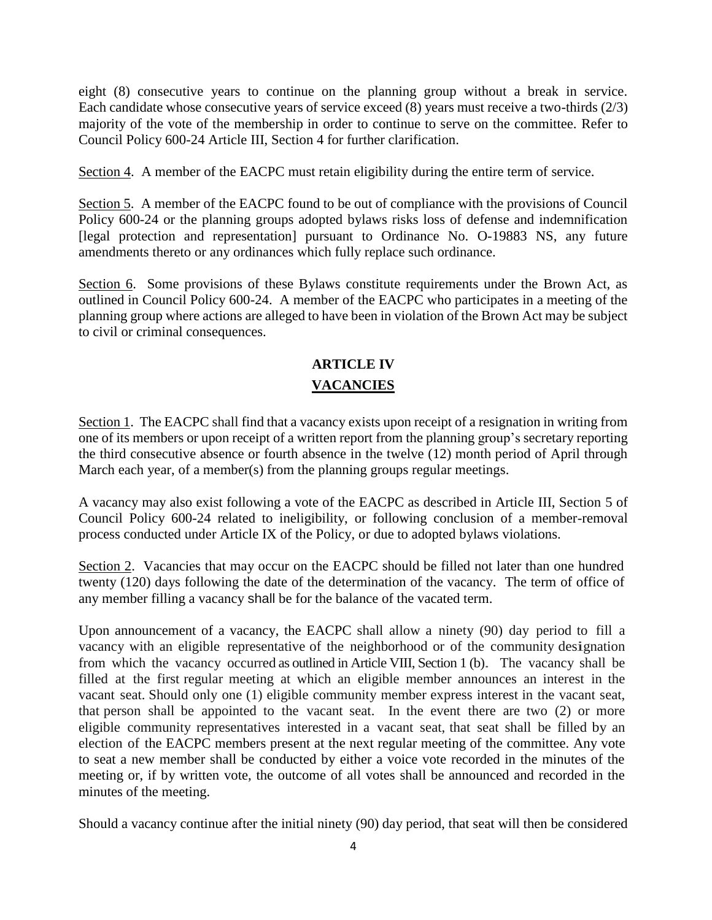eight (8) consecutive years to continue on the planning group without a break in service. Each candidate whose consecutive years of service exceed (8) years must receive a two-thirds (2/3) majority of the vote of the membership in order to continue to serve on the committee. Refer to Council Policy 600-24 Article III, Section 4 for further clarification.

Section 4. A member of the EACPC must retain eligibility during the entire term of service.

Section 5. A member of the EACPC found to be out of compliance with the provisions of Council Policy 600-24 or the planning groups adopted bylaws risks loss of defense and indemnification [legal protection and representation] pursuant to Ordinance No. O-19883 NS, any future amendments thereto or any ordinances which fully replace such ordinance.

Section 6. Some provisions of these Bylaws constitute requirements under the Brown Act, as outlined in Council Policy 600-24. A member of the EACPC who participates in a meeting of the planning group where actions are alleged to have been in violation of the Brown Act may be subject to civil or criminal consequences.

## ARTICLE IV

## VACANCIES

Section 1. The EACPC shall find that a vacancy exists upon receipt of a resignation in writing from one of its members or upon receipt of a written report from the planning group's secretary reporting the third consecutive absence or fourth absence in the twelve (12) month period of April through March each year, of a member(s) from the planning groups regular meetings.

A vacancy may also exist following a vote of the EACPC as described in Article III, Section 5 of Council Policy 600-24 related to ineligibility, or following conclusion of a member-removal process conducted under Article IX of the Policy, or due to adopted bylaws violations.

Section 2. Vacancies that may occur on the EACPC should be filled not later than one hundred twenty (120) days following the date of the determination of the vacancy. The term of office of any member filling a vacancy shall be for the balance of the vacated term.

Upon announcement of a vacancy, the EACPC shall allow a ninety (90) day period to fill a vacancy with an eligible representative of the neighborhood or of the community designation from which the vacancy occurred as outlined in Article VIII, Section 1 (b). The vacancy shall be filled at the first regular meeting at which an eligible member announces an interest in the vacant seat. Should only one (1) eligible community member express interest in the vacant seat, that person shall be appointed to the vacant seat. In the event there are two (2) or more eligible community representatives interested in a vacant seat, that seat shall be filled by an election of the EACPC members present at the next regular meeting of the committee. Any vote to seat a new member shall be conducted by either a voice vote recorded in the minutes of the meeting or, if by written vote, the outcome of all votes shall be announced and recorded in the minutes of the meeting.

Should a vacancy continue after the initial ninety (90) day period, that seat will then be considered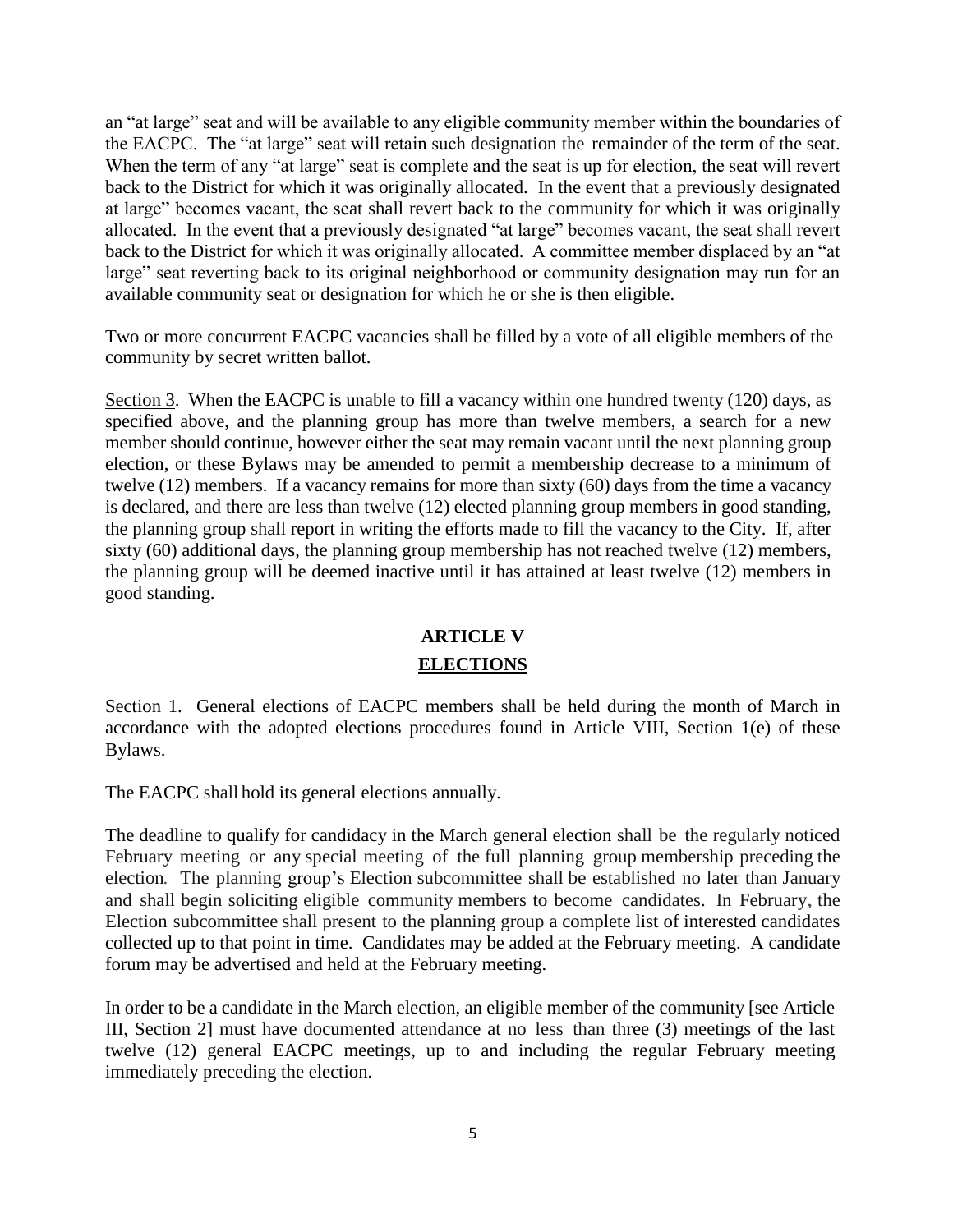an "at large" seat and will be available to any eligible community member within the boundaries of the EACPC. The "at large" seat will retain such designation the remainder of the term of the seat. When the term of any "at large" seat is complete and the seat is up for election, the seat will revert back to the District for which it was originally allocated. In the event that a previously designated at large" becomes vacant, the seat shall revert back to the community for which it was originally allocated. In the event that a previously designated "at large" becomes vacant, the seat shall revert back to the District for which it was originally allocated. A committee member displaced by an "at large" seat reverting back to its original neighborhood or community designation may run for an available community seat or designation for which he or she is then eligible.

Two or more concurrent EACPC vacancies shall be filled by a vote of all eligible members of the community by secret written ballot.

<u>Section 3</u>. When the EACPC is unable to fill a vacancy within one hundred twenty (120) days, as specified above, and the planning group has more than twelve members, a search for a new member should continue, however either the seat may remain vacant until the next planning group election, or these Bylaws may be amended to permit a membership decrease to a minimum of twelve (12) members. If a vacancy remains for more than sixty (60) days from the time a vacancy is declared, and there are less than twelve (12) elected planning group members in good standing, the planning group shall report in writing the efforts made to fill the vacancy to the City. If, after sixty (60) additional days, the planning group membership has not reached twelve (12) members, the planning group will be deemed inactive until it has attained at least twelve (12) members in good standing.

## ARTICLE V

## <u>ELECTIONS</u>

<u>Section 1</u>. General elections of EACPC members shall be held during the month of March in accordance with the adopted elections procedures found in Article VIII, Section 1(e) of these Bylaws.

The EACPC shall hold its general elections annually.

The deadline to qualify for candidacy in the March general election shall be the regularly noticed February meeting or any special meeting of the full planning group membership preceding the election. The planning group's Election subcommittee shall be established no later than January and shall begin soliciting eligible community members to become candidates. In February, the Election subcommittee shall present to the planning group a complete list of interested candidates collected up to that point in time. Candidates may be added at the February meeting. A candidate forum may be advertised and held at the February meeting.

In order to be a candidate in the March election, an eligible member of the community [see Article III, Section 2] must have documented attendance at no less than three (3) meetings of the last twelve (12) general EACPC meetings, up to and including the regular February meeting immediately preceding the election.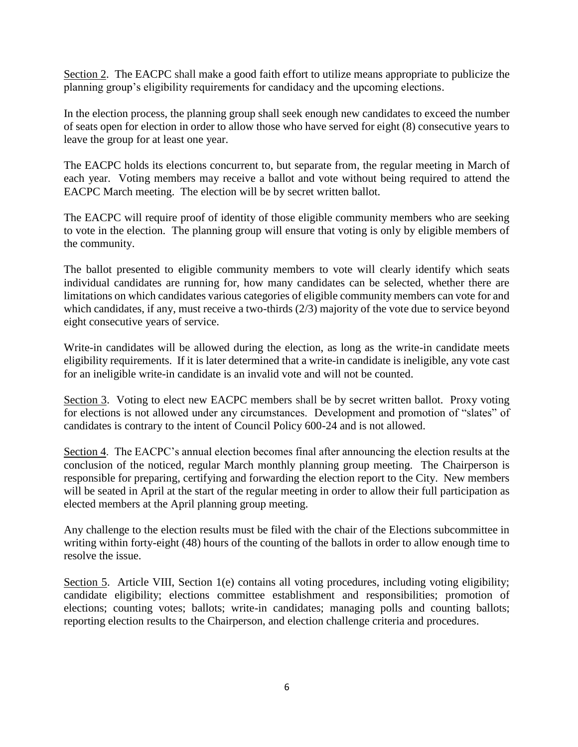Section 2. The EACPC shall make a good faith effort to utilize means appropriate to publicize the planning group's eligibility requirements for candidacy and the upcoming elections.

In the election process, the planning group shall seek enough new candidates to exceed the number of seats open for election in order to allow those who have served for eight (8) consecutive years to leave the group for at least one year.

The EACPC holds its elections concurrent to, but separate from, the regular meeting in March of each year. Voting members may receive a ballot and vote without being required to attend the EACPC March meeting. The election will be by secret written ballot.

The EACPC will require proof of identity of those eligible community members who are seeking to vote in the election. The planning group will ensure that voting is only by eligible members of the community.

The ballot presented to eligible community members to vote will clearly identify which seats individual candidates are running for, how many candidates can be selected, whether there are limitations on which candidates various categories of eligible community members can vote for and which candidates, if any, must receive a two-thirds (2/3) majority of the vote due to service beyond eight consecutive years of service.

Write-in candidates will be allowed during the election, as long as the write-in candidate meets eligibility requirements. If it is later determined that a write-in candidate is ineligible, any vote cast for an ineligible write-in candidate is an invalid vote and will not be counted.

Section 3. Voting to elect new EACPC members shall be by secret written ballot. Proxy voting for elections is not allowed under any circumstances. Development and promotion of "slates" of candidates is contrary to the intent of Council Policy 600-24 and is not allowed.

Section 4. The EACPC's annual election becomes final after announcing the election results at the conclusion of the noticed, regular March monthly planning group meeting. The Chairperson is responsible for preparing, certifying and forwarding the election report to the City. New members will be seated in April at the start of the regular meeting in order to allow their full participation as elected members at the April planning group meeting.

Any challenge to the election results must be filed with the chair of the Elections subcommittee in writing within forty-eight (48) hours of the counting of the ballots in order to allow enough time to resolve the issue.

Section 5. Article VIII, Section 1(e) contains all voting procedures, including voting eligibility; candidate eligibility; elections committee establishment and responsibilities; promotion of elections; counting votes; ballots; write-in candidates; managing polls and counting ballots; reporting election results to the Chairperson, and election challenge criteria and procedures.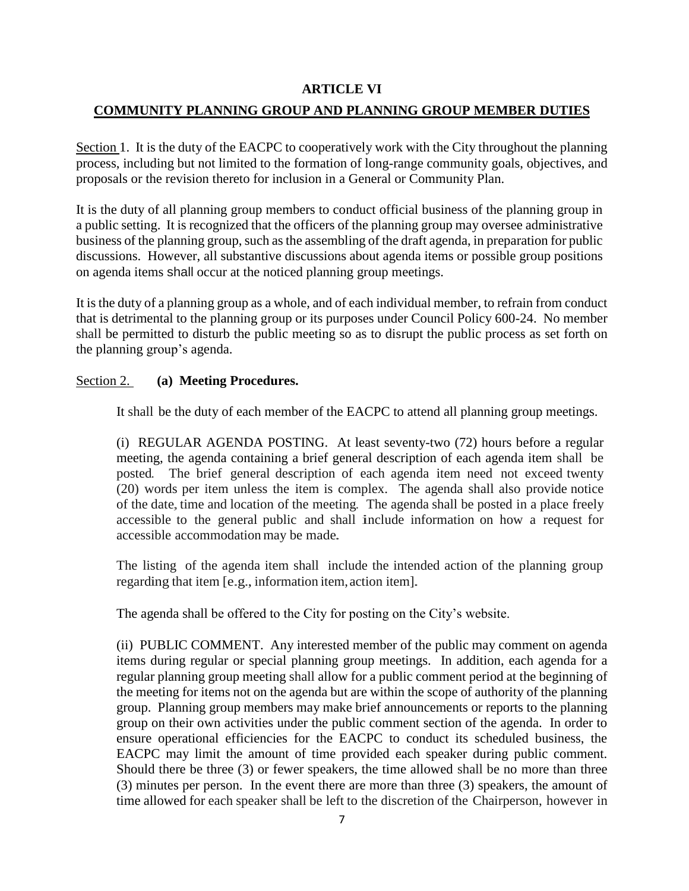## ARTICLE VI

## COMMUNITY PLANNING GROUP AND PLANNING GROUP MEMBER DUTIES

Section 1. It is the duty of the EACPC to cooperatively work with the City throughout the planning process, including but not limited to the formation of long-range community goals, objectives, and proposals or the revision thereto for inclusion in a General or Community Plan.

It is the duty of all planning group members to conduct official business of the planning group in a public setting. It is recognized that the officers of the planning group may oversee administrative business of the planning group, such as the assembling of the draft agenda, in preparation for public discussions. However, all substantive discussions about agenda items or possible group positions on agenda items shall occur at the noticed planning group meetings.

It is the duty of a planning group as a whole, and of each individual member, to refrain from conduct that is detrimental to the planning group or its purposes under Council Policy 600-24. No member shall be permitted to disturb the public meeting so as to disrupt the public process as set forth on the planning group's agenda.

Section 2. **(a) Meeting Procedures.**

It shall be the duty of each member of the EACPC to attend all planning group meetings.

(i) REGULAR AGENDA POSTING. At least seventy-two (72) hours before a regular meeting, the agenda containing a brief general description of each agenda item shall be posted. The brief general description of each agenda item need not exceed twenty (20) words per item unless the item is complex. The agenda shall also provide notice of the date, time and location of the meeting. The agenda shall be posted in a place freely accessible to the general public and shall include information on how a request for accessible accommodation may be made.

The listing of the agenda item shall include the intended action of the planning group regarding that item [e.g., information item, action item].

The agenda shall be offered to the City for posting on the City's website.

(ii) PUBLIC COMMENT. Any interested member of the public may comment on agenda items during regular or special planning group meetings. In addition, each agenda for a regular planning group meeting shall allow for a public comment period at the beginning of the meeting for items not on the agenda but are within the scope of authority of the planning group. Planning group members may make brief announcements or reports to the planning group on their own activities under the public comment section of the agenda. In order to ensure operational efficiencies for the EACPC to conduct its scheduled business, the EACPC may limit the amount of time provided each speaker during public comment. Should there be three (3) or fewer speakers, the time allowed shall be no more than three (3) minutes per person. In the event there are more than three (3) speakers, the amount of time allowed for each speaker shall be left to the discretion of the Chairperson, however in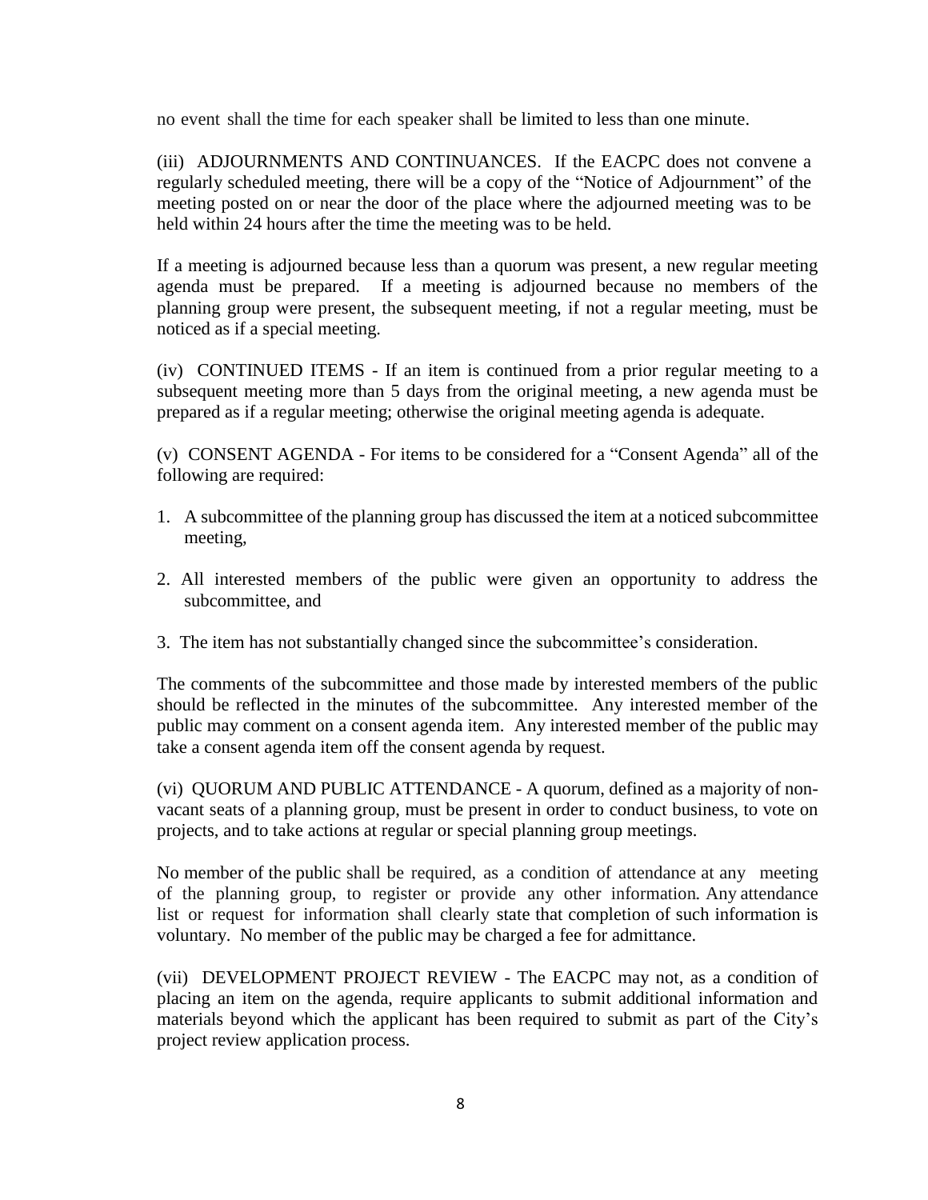no event shall the time for each speaker shall be limited to less than one minute.

(iii) ADJOURNMENTS AND CONTINUANCES. If the EACPC does not convene a regularly scheduled meeting, there will be a copy of the "Notice of Adjournment" of the meeting posted on or near the door of the place where the adjourned meeting was to be held within 24 hours after the time the meeting was to be held.

If a meeting is adjourned because less than a quorum was present, a new regular meeting agenda must be prepared. If a meeting is adjourned because no members of the planning group were present, the subsequent meeting, if not a regular meeting, must be noticed as if a special meeting.

(iv) CONTINUED ITEMS - If an item is continued from a prior regular meeting to a subsequent meeting more than 5 days from the original meeting, a new agenda must be prepared as if a regular meeting; otherwise the original meeting agenda is adequate.

(v) CONSENT AGENDA - For items to be considered for a "Consent Agenda" all of the following are required:

1. A subcommittee of the planning group has discussed the item at a noticed subcommittee meeting,
2. All interested members of the public were given an opportunity to address the subcommittee, and
3. The item has not substantially changed since the subcommittee's consideration.

The comments of the subcommittee and those made by interested members of the public should be reflected in the minutes of the subcommittee. Any interested member of the public may comment on a consent agenda item. Any interested member of the public may take a consent agenda item off the consent agenda by request.

(vi) QUORUM AND PUBLIC ATTENDANCE - A quorum, defined as a majority of non-vacant seats of a planning group, must be present in order to conduct business, to vote on projects, and to take actions at regular or special planning group meetings.

No member of the public shall be required, as a condition of attendance at any meeting of the planning group, to register or provide any other information. Any attendance list or request for information shall clearly state that completion of such information is voluntary. No member of the public may be charged a fee for admittance.

(vii) DEVELOPMENT PROJECT REVIEW - The EACPC may not, as a condition of placing an item on the agenda, require applicants to submit additional information and materials beyond which the applicant has been required to submit as part of the City's project review application process.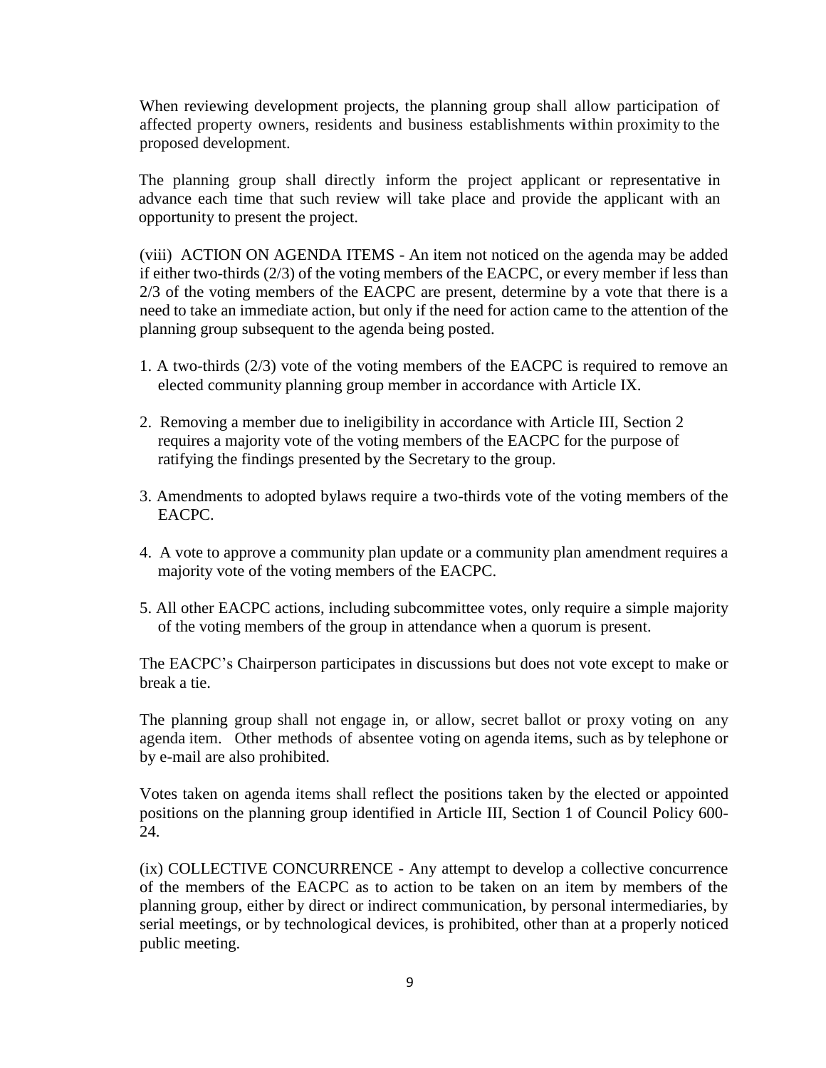When reviewing development projects, the planning group shall allow participation of affected property owners, residents and business establishments within proximity to the proposed development.

The planning group shall directly inform the project applicant or representative in advance each time that such review will take place and provide the applicant with an opportunity to present the project.

(viii) ACTION ON AGENDA ITEMS - An item not noticed on the agenda may be added if either two-thirds (2/3) of the voting members of the EACPC, or every member if less than 2/3 of the voting members of the EACPC are present, determine by a vote that there is a need to take an immediate action, but only if the need for action came to the attention of the planning group subsequent to the agenda being posted.

1. A two-thirds (2/3) vote of the voting members of the EACPC is required to remove an elected community planning group member in accordance with Article IX.
2. Removing a member due to ineligibility in accordance with Article III, Section 2 requires a majority vote of the voting members of the EACPC for the purpose of ratifying the findings presented by the Secretary to the group.
3. Amendments to adopted bylaws require a two-thirds vote of the voting members of the EACPC.
4. A vote to approve a community plan update or a community plan amendment requires a majority vote of the voting members of the EACPC.
5. All other EACPC actions, including subcommittee votes, only require a simple majority of the voting members of the group in attendance when a quorum is present.

The EACPC's Chairperson participates in discussions but does not vote except to make or break a tie.

The planning group shall not engage in, or allow, secret ballot or proxy voting on any agenda item. Other methods of absentee voting on agenda items, such as by telephone or by e-mail are also prohibited.

Votes taken on agenda items shall reflect the positions taken by the elected or appointed positions on the planning group identified in Article III, Section 1 of Council Policy 600-24.

(ix) COLLECTIVE CONCURRENCE - Any attempt to develop a collective concurrence of the members of the EACPC as to action to be taken on an item by members of the planning group, either by direct or indirect communication, by personal intermediaries, by serial meetings, or by technological devices, is prohibited, other than at a properly noticed public meeting.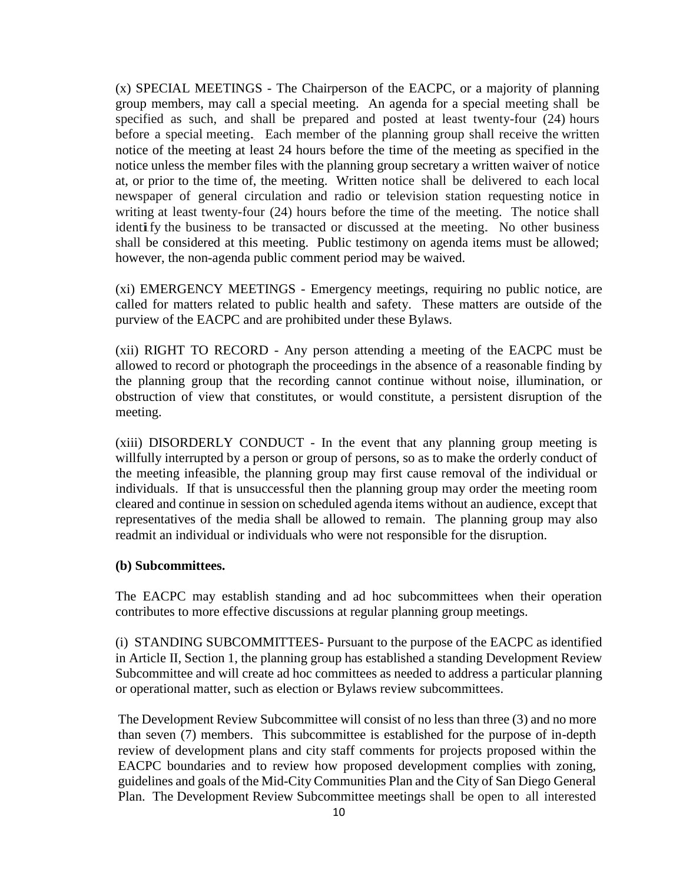(x) SPECIAL MEETINGS - The Chairperson of the EACPC, or a majority of planning group members, may call a special meeting. An agenda for a special meeting shall be specified as such, and shall be prepared and posted at least twenty-four (24) hours before a special meeting. Each member of the planning group shall receive the written notice of the meeting at least 24 hours before the time of the meeting as specified in the notice unless the member files with the planning group secretary a written waiver of notice at, or prior to the time of, the meeting. Written notice shall be delivered to each local newspaper of general circulation and radio or television station requesting notice in writing at least twenty-four (24) hours before the time of the meeting. The notice shall identify the business to be transacted or discussed at the meeting. No other business shall be considered at this meeting. Public testimony on agenda items must be allowed; however, the non-agenda public comment period may be waived.

(xi) EMERGENCY MEETINGS - Emergency meetings, requiring no public notice, are called for matters related to public health and safety. These matters are outside of the purview of the EACPC and are prohibited under these Bylaws.

(xii) RIGHT TO RECORD - Any person attending a meeting of the EACPC must be allowed to record or photograph the proceedings in the absence of a reasonable finding by the planning group that the recording cannot continue without noise, illumination, or obstruction of view that constitutes, or would constitute, a persistent disruption of the meeting.

(xiii) DISORDERLY CONDUCT - In the event that any planning group meeting is willfully interrupted by a person or group of persons, so as to make the orderly conduct of the meeting infeasible, the planning group may first cause removal of the individual or individuals. If that is unsuccessful then the planning group may order the meeting room cleared and continue in session on scheduled agenda items without an audience, except that representatives of the media shall be allowed to remain. The planning group may also readmit an individual or individuals who were not responsible for the disruption.

**(b) Subcommittees.**

The EACPC may establish standing and ad hoc subcommittees when their operation contributes to more effective discussions at regular planning group meetings.

(i) STANDING SUBCOMMITTEES- Pursuant to the purpose of the EACPC as identified in Article II, Section 1, the planning group has established a standing Development Review Subcommittee and will create ad hoc committees as needed to address a particular planning or operational matter, such as election or Bylaws review subcommittees.

The Development Review Subcommittee will consist of no less than three (3) and no more than seven (7) members. This subcommittee is established for the purpose of in-depth review of development plans and city staff comments for projects proposed within the EACPC boundaries and to review how proposed development complies with zoning, guidelines and goals of the Mid-City Communities Plan and the City of San Diego General Plan. The Development Review Subcommittee meetings shall be open to all interested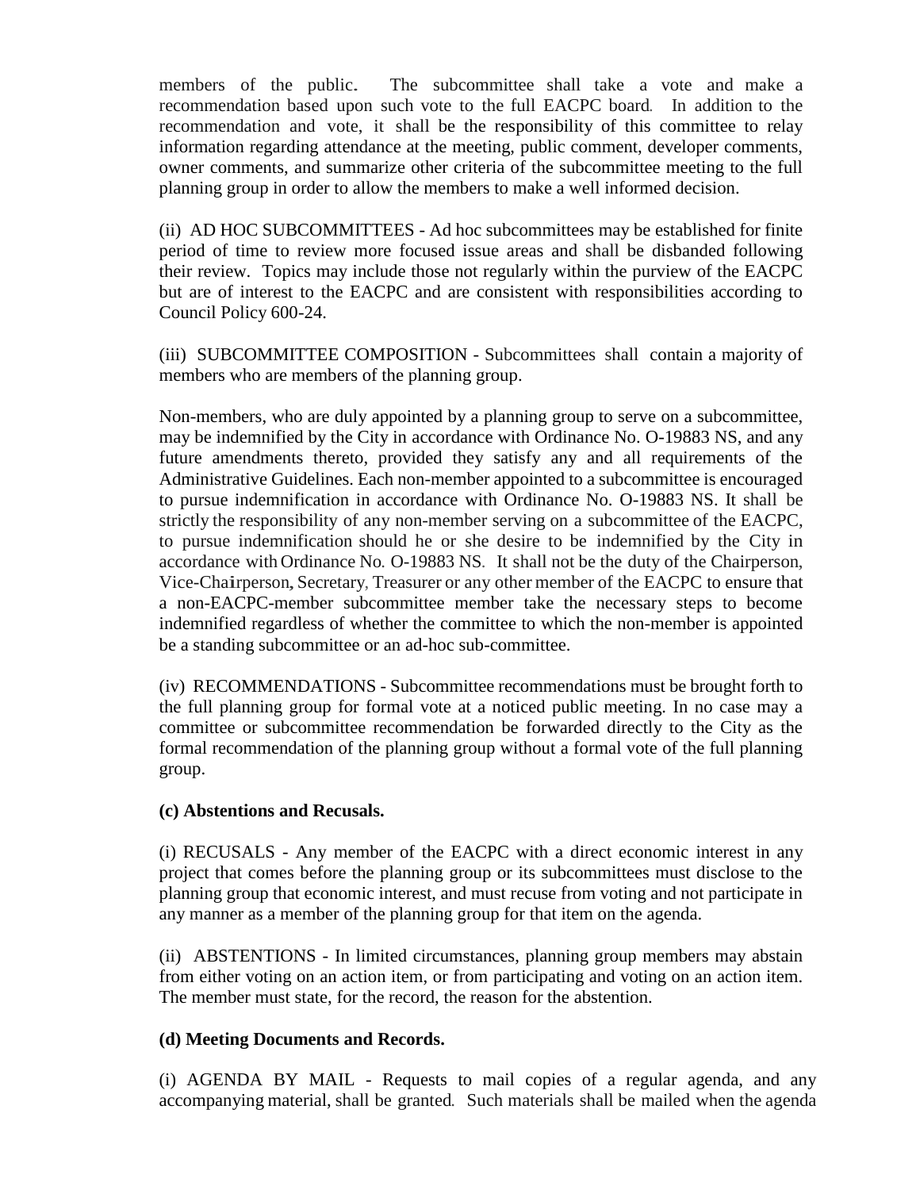members of the public. The subcommittee shall take a vote and make a recommendation based upon such vote to the full EACPC board. In addition to the recommendation and vote, it shall be the responsibility of this committee to relay information regarding attendance at the meeting, public comment, developer comments, owner comments, and summarize other criteria of the subcommittee meeting to the full planning group in order to allow the members to make a well informed decision.

(ii) AD HOC SUBCOMMITTEES - Ad hoc subcommittees may be established for finite period of time to review more focused issue areas and shall be disbanded following their review. Topics may include those not regularly within the purview of the EACPC but are of interest to the EACPC and are consistent with responsibilities according to Council Policy 600-24.

(iii) SUBCOMMITTEE COMPOSITION - Subcommittees shall contain a majority of members who are members of the planning group.

Non-members, who are duly appointed by a planning group to serve on a subcommittee, may be indemnified by the City in accordance with Ordinance No. O-19883 NS, and any future amendments thereto, provided they satisfy any and all requirements of the Administrative Guidelines. Each non-member appointed to a subcommittee is encouraged to pursue indemnification in accordance with Ordinance No. O-19883 NS. It shall be strictly the responsibility of any non-member serving on a subcommittee of the EACPC, to pursue indemnification should he or she desire to be indemnified by the City in accordance with Ordinance No. O-19883 NS. It shall not be the duty of the Chairperson, Vice-Chairperson, Secretary, Treasurer or any other member of the EACPC to ensure that a non-EACPC-member subcommittee member take the necessary steps to become indemnified regardless of whether the committee to which the non-member is appointed be a standing subcommittee or an ad-hoc sub-committee.

(iv) RECOMMENDATIONS - Subcommittee recommendations must be brought forth to the full planning group for formal vote at a noticed public meeting. In no case may a committee or subcommittee recommendation be forwarded directly to the City as the formal recommendation of the planning group without a formal vote of the full planning group.

**(c) Abstentions and Recusals.**

(i) RECUSALS - Any member of the EACPC with a direct economic interest in any project that comes before the planning group or its subcommittees must disclose to the planning group that economic interest, and must recuse from voting and not participate in any manner as a member of the planning group for that item on the agenda.

(ii) ABSTENTIONS - In limited circumstances, planning group members may abstain from either voting on an action item, or from participating and voting on an action item. The member must state, for the record, the reason for the abstention.

**(d) Meeting Documents and Records.**

(i) AGENDA BY MAIL - Requests to mail copies of a regular agenda, and any accompanying material, shall be granted. Such materials shall be mailed when the agenda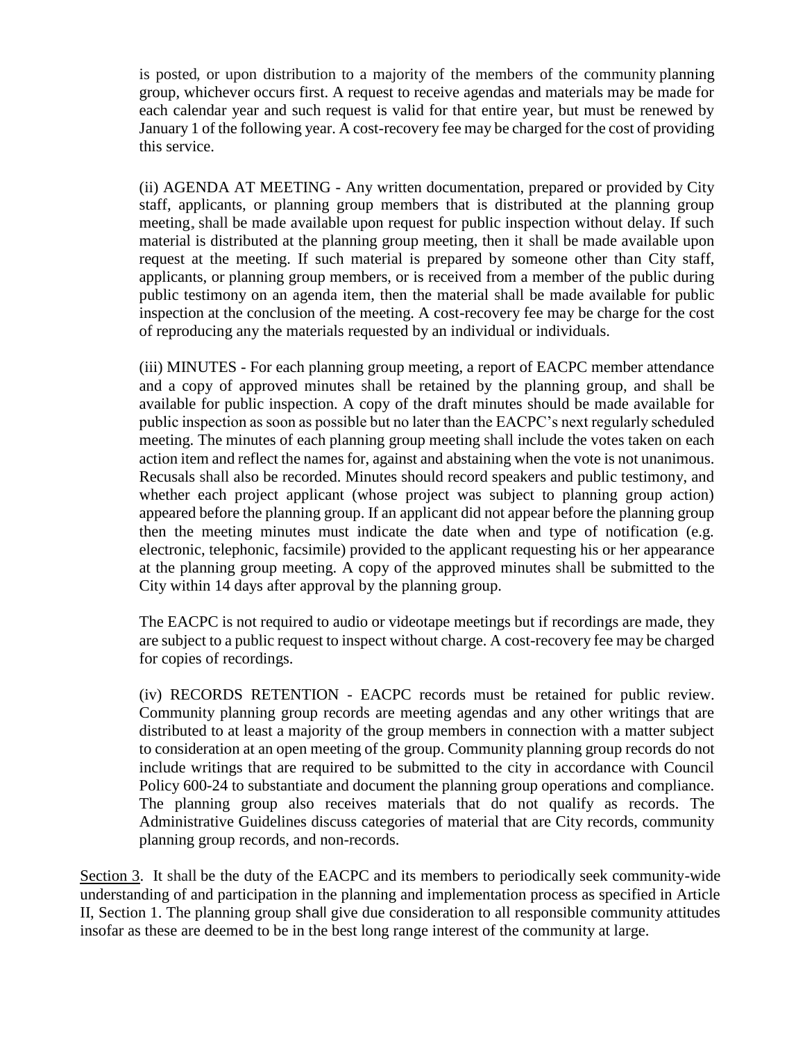is posted, or upon distribution to a majority of the members of the community planning group, whichever occurs first. A request to receive agendas and materials may be made for each calendar year and such request is valid for that entire year, but must be renewed by January 1 of the following year. A cost-recovery fee may be charged for the cost of providing this service.

(ii) AGENDA AT MEETING - Any written documentation, prepared or provided by City staff, applicants, or planning group members that is distributed at the planning group meeting, shall be made available upon request for public inspection without delay. If such material is distributed at the planning group meeting, then it shall be made available upon request at the meeting. If such material is prepared by someone other than City staff, applicants, or planning group members, or is received from a member of the public during public testimony on an agenda item, then the material shall be made available for public inspection at the conclusion of the meeting. A cost-recovery fee may be charge for the cost of reproducing any the materials requested by an individual or individuals.

(iii) MINUTES - For each planning group meeting, a report of EACPC member attendance and a copy of approved minutes shall be retained by the planning group, and shall be available for public inspection. A copy of the draft minutes should be made available for public inspection as soon as possible but no later than the EACPC's next regularly scheduled meeting. The minutes of each planning group meeting shall include the votes taken on each action item and reflect the names for, against and abstaining when the vote is not unanimous. Recusals shall also be recorded. Minutes should record speakers and public testimony, and whether each project applicant (whose project was subject to planning group action) appeared before the planning group. If an applicant did not appear before the planning group then the meeting minutes must indicate the date when and type of notification (e.g. electronic, telephonic, facsimile) provided to the applicant requesting his or her appearance at the planning group meeting. A copy of the approved minutes shall be submitted to the City within 14 days after approval by the planning group.

The EACPC is not required to audio or videotape meetings but if recordings are made, they are subject to a public request to inspect without charge. A cost-recovery fee may be charged for copies of recordings.

(iv) RECORDS RETENTION - EACPC records must be retained for public review. Community planning group records are meeting agendas and any other writings that are distributed to at least a majority of the group members in connection with a matter subject to consideration at an open meeting of the group. Community planning group records do not include writings that are required to be submitted to the city in accordance with Council Policy 600-24 to substantiate and document the planning group operations and compliance. The planning group also receives materials that do not qualify as records. The Administrative Guidelines discuss categories of material that are City records, community planning group records, and non-records.

<u>Section 3</u>. It shall be the duty of the EACPC and its members to periodically seek community-wide understanding of and participation in the planning and implementation process as specified in Article II, Section 1. The planning group shall give due consideration to all responsible community attitudes insofar as these are deemed to be in the best long range interest of the community at large.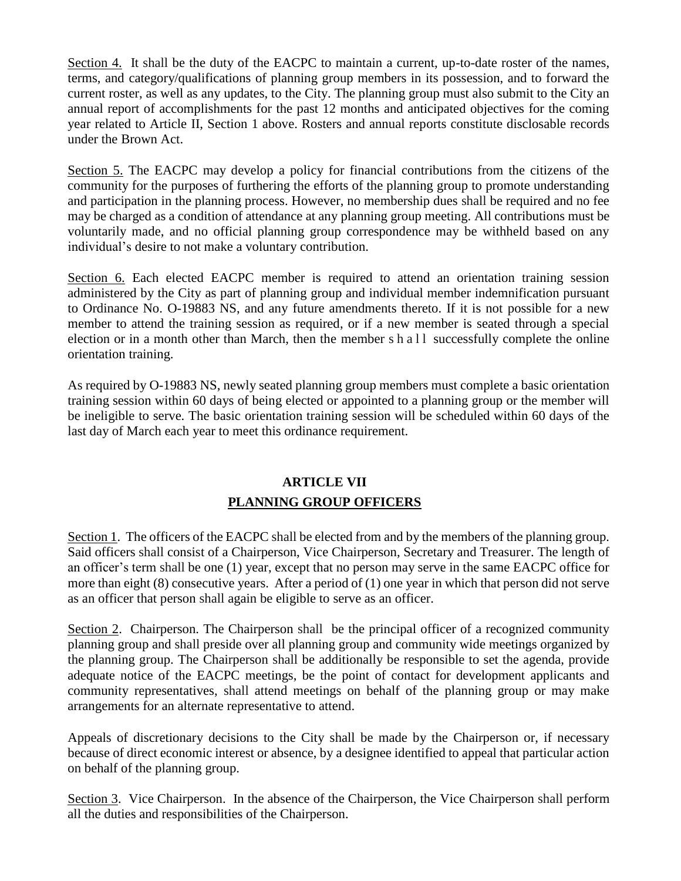Section 4. It shall be the duty of the EACPC to maintain a current, up-to-date roster of the names, terms, and category/qualifications of planning group members in its possession, and to forward the current roster, as well as any updates, to the City. The planning group must also submit to the City an annual report of accomplishments for the past 12 months and anticipated objectives for the coming year related to Article II, Section 1 above. Rosters and annual reports constitute disclosable records under the Brown Act.

Section 5. The EACPC may develop a policy for financial contributions from the citizens of the community for the purposes of furthering the efforts of the planning group to promote understanding and participation in the planning process. However, no membership dues shall be required and no fee may be charged as a condition of attendance at any planning group meeting. All contributions must be voluntarily made, and no official planning group correspondence may be withheld based on any individual's desire to not make a voluntary contribution.

Section 6. Each elected EACPC member is required to attend an orientation training session administered by the City as part of planning group and individual member indemnification pursuant to Ordinance No. O-19883 NS, and any future amendments thereto. If it is not possible for a new member to attend the training session as required, or if a new member is seated through a special election or in a month other than March, then the member shall successfully complete the online orientation training.

As required by O-19883 NS, newly seated planning group members must complete a basic orientation training session within 60 days of being elected or appointed to a planning group or the member will be ineligible to serve. The basic orientation training session will be scheduled within 60 days of the last day of March each year to meet this ordinance requirement.

## ARTICLE VII

## PLANNING GROUP OFFICERS

Section 1. The officers of the EACPC shall be elected from and by the members of the planning group. Said officers shall consist of a Chairperson, Vice Chairperson, Secretary and Treasurer. The length of an officer's term shall be one (1) year, except that no person may serve in the same EACPC office for more than eight (8) consecutive years. After a period of (1) one year in which that person did not serve as an officer that person shall again be eligible to serve as an officer.

Section 2. Chairperson. The Chairperson shall be the principal officer of a recognized community planning group and shall preside over all planning group and community wide meetings organized by the planning group. The Chairperson shall be additionally be responsible to set the agenda, provide adequate notice of the EACPC meetings, be the point of contact for development applicants and community representatives, shall attend meetings on behalf of the planning group or may make arrangements for an alternate representative to attend.

Appeals of discretionary decisions to the City shall be made by the Chairperson or, if necessary because of direct economic interest or absence, by a designee identified to appeal that particular action on behalf of the planning group.

Section 3. Vice Chairperson. In the absence of the Chairperson, the Vice Chairperson shall perform all the duties and responsibilities of the Chairperson.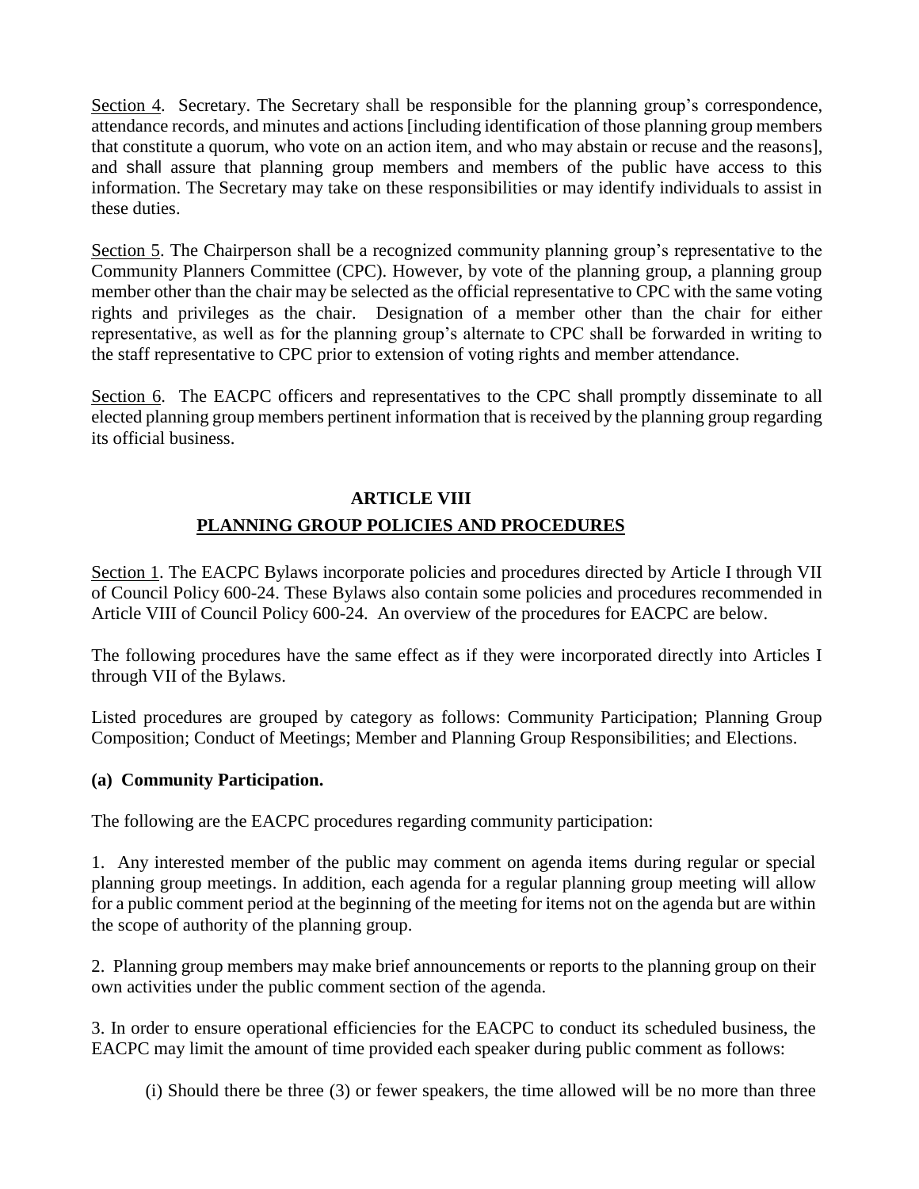Section 4. Secretary. The Secretary shall be responsible for the planning group's correspondence, attendance records, and minutes and actions [including identification of those planning group members that constitute a quorum, who vote on an action item, and who may abstain or recuse and the reasons], and shall assure that planning group members and members of the public have access to this information. The Secretary may take on these responsibilities or may identify individuals to assist in these duties.

Section 5. The Chairperson shall be a recognized community planning group's representative to the Community Planners Committee (CPC). However, by vote of the planning group, a planning group member other than the chair may be selected as the official representative to CPC with the same voting rights and privileges as the chair. Designation of a member other than the chair for either representative, as well as for the planning group's alternate to CPC shall be forwarded in writing to the staff representative to CPC prior to extension of voting rights and member attendance.

Section 6. The EACPC officers and representatives to the CPC shall promptly disseminate to all elected planning group members pertinent information that is received by the planning group regarding its official business.

## ARTICLE VIII

## PLANNING GROUP POLICIES AND PROCEDURES

Section 1. The EACPC Bylaws incorporate policies and procedures directed by Article I through VII of Council Policy 600-24. These Bylaws also contain some policies and procedures recommended in Article VIII of Council Policy 600-24. An overview of the procedures for EACPC are below.

The following procedures have the same effect as if they were incorporated directly into Articles I through VII of the Bylaws.

Listed procedures are grouped by category as follows: Community Participation; Planning Group Composition; Conduct of Meetings; Member and Planning Group Responsibilities; and Elections.

### (a) Community Participation.

The following are the EACPC procedures regarding community participation:

1. Any interested member of the public may comment on agenda items during regular or special planning group meetings. In addition, each agenda for a regular planning group meeting will allow for a public comment period at the beginning of the meeting for items not on the agenda but are within the scope of authority of the planning group.

2. Planning group members may make brief announcements or reports to the planning group on their own activities under the public comment section of the agenda.

3. In order to ensure operational efficiencies for the EACPC to conduct its scheduled business, the EACPC may limit the amount of time provided each speaker during public comment as follows:

(i) Should there be three (3) or fewer speakers, the time allowed will be no more than three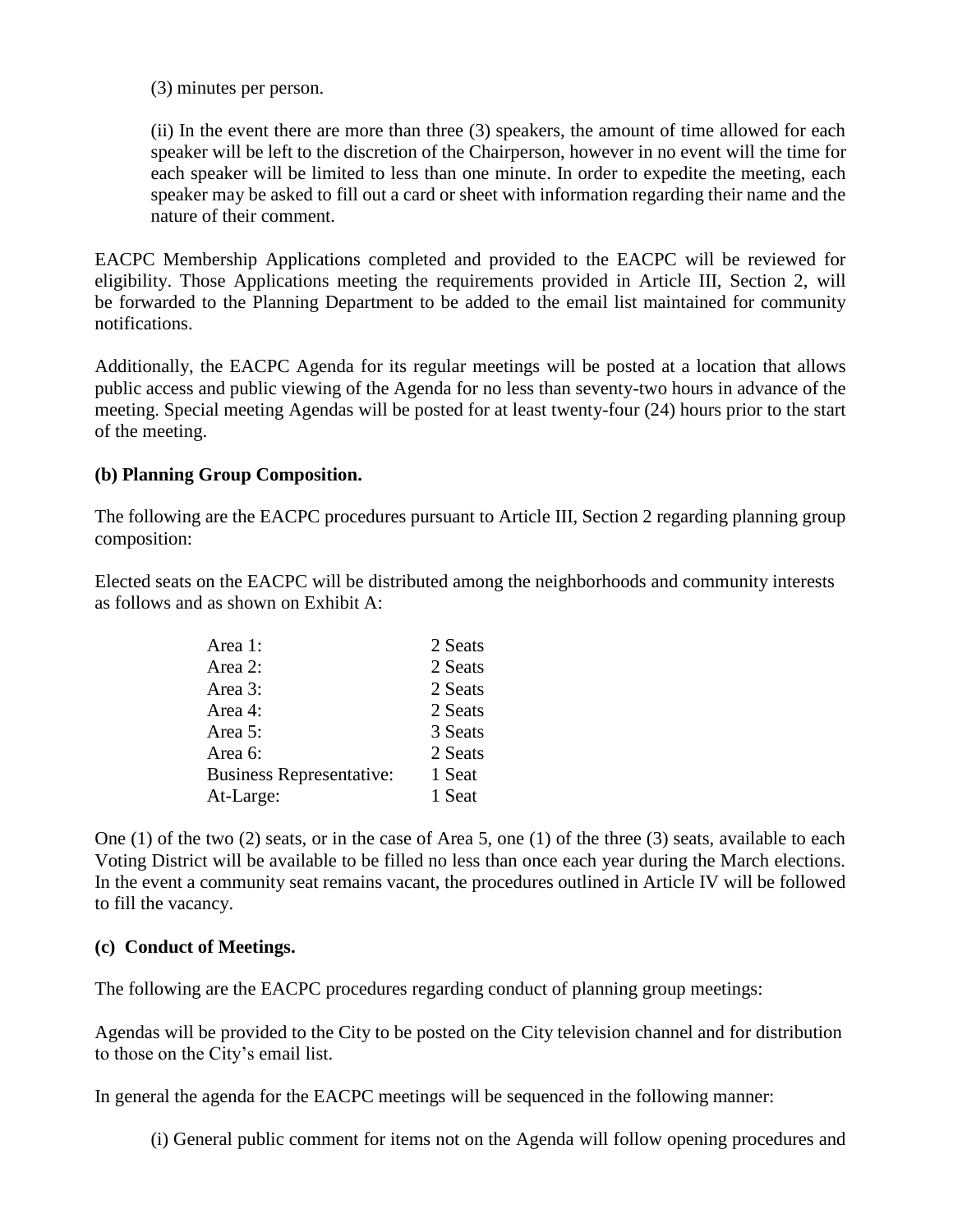(3) minutes per person.

(ii) In the event there are more than three (3) speakers, the amount of time allowed for each speaker will be left to the discretion of the Chairperson, however in no event will the time for each speaker will be limited to less than one minute. In order to expedite the meeting, each speaker may be asked to fill out a card or sheet with information regarding their name and the nature of their comment.

EACPC Membership Applications completed and provided to the EACPC will be reviewed for eligibility. Those Applications meeting the requirements provided in Article III, Section 2, will be forwarded to the Planning Department to be added to the email list maintained for community notifications.

Additionally, the EACPC Agenda for its regular meetings will be posted at a location that allows public access and public viewing of the Agenda for no less than seventy-two hours in advance of the meeting. Special meeting Agendas will be posted for at least twenty-four (24) hours prior to the start of the meeting.

**(b) Planning Group Composition.**

The following are the EACPC procedures pursuant to Article III, Section 2 regarding planning group composition:

Elected seats on the EACPC will be distributed among the neighborhoods and community interests as follows and as shown on Exhibit A:

| | |
|---|---|
| Area 1: | 2 Seats |
| Area 2: | 2 Seats |
| Area 3: | 2 Seats |
| Area 4: | 2 Seats |
| Area 5: | 3 Seats |
| Area 6: | 2 Seats |
| Business Representative: | 1 Seat |
| At-Large: | 1 Seat |

One (1) of the two (2) seats, or in the case of Area 5, one (1) of the three (3) seats, available to each Voting District will be available to be filled no less than once each year during the March elections. In the event a community seat remains vacant, the procedures outlined in Article IV will be followed to fill the vacancy.

**(c) Conduct of Meetings.**

The following are the EACPC procedures regarding conduct of planning group meetings:

Agendas will be provided to the City to be posted on the City television channel and for distribution to those on the City's email list.

In general the agenda for the EACPC meetings will be sequenced in the following manner:

(i) General public comment for items not on the Agenda will follow opening procedures and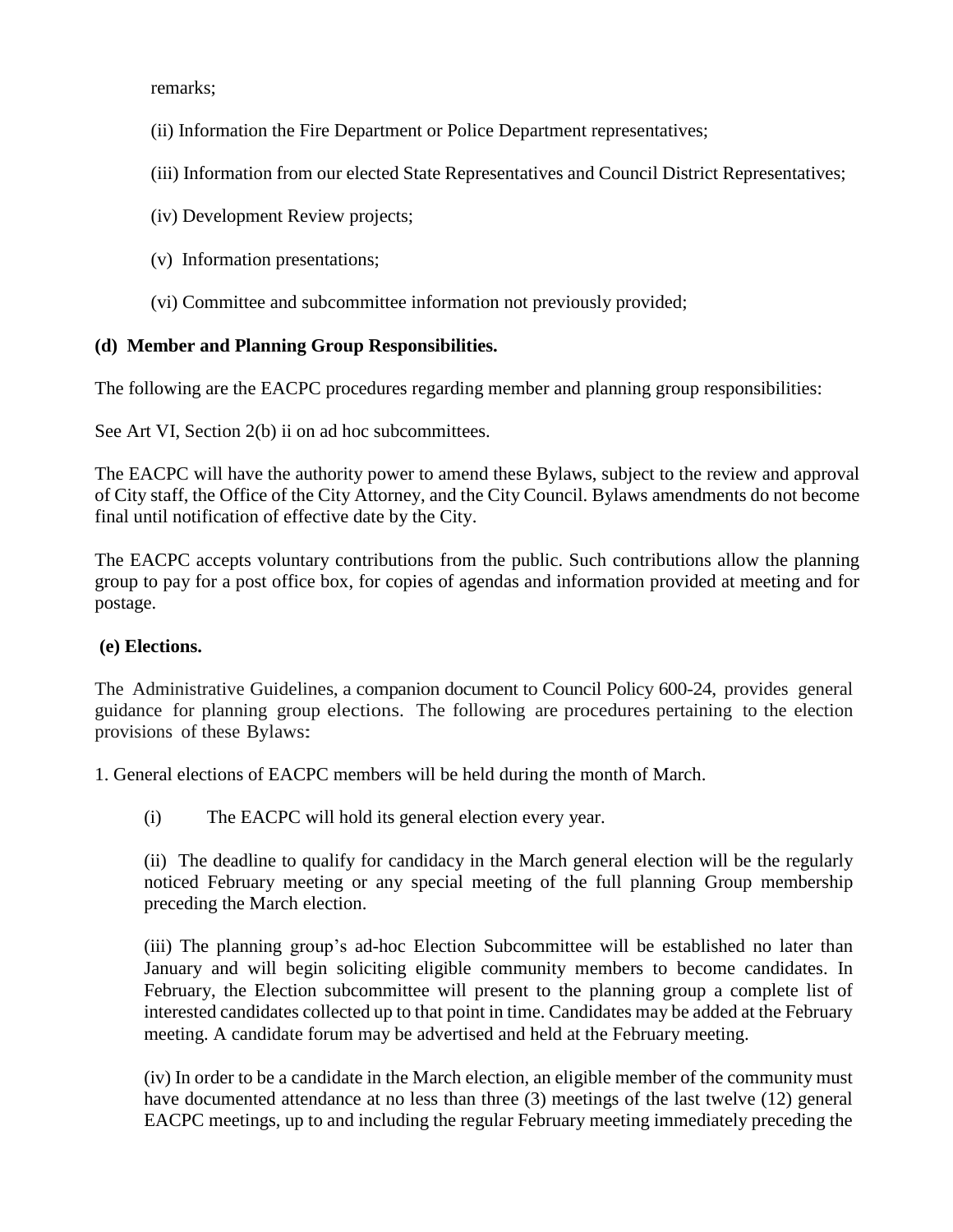remarks;

(ii) Information the Fire Department or Police Department representatives;

(iii) Information from our elected State Representatives and Council District Representatives;

(iv) Development Review projects;

(v) Information presentations;

(vi) Committee and subcommittee information not previously provided;

**(d) Member and Planning Group Responsibilities.**

The following are the EACPC procedures regarding member and planning group responsibilities:

See Art VI, Section 2(b) ii on ad hoc subcommittees.

The EACPC will have the authority power to amend these Bylaws, subject to the review and approval of City staff, the Office of the City Attorney, and the City Council. Bylaws amendments do not become final until notification of effective date by the City.

The EACPC accepts voluntary contributions from the public. Such contributions allow the planning group to pay for a post office box, for copies of agendas and information provided at meeting and for postage.

**(e) Elections.**

The Administrative Guidelines, a companion document to Council Policy 600-24, provides general guidance for planning group elections. The following are procedures pertaining to the election provisions of these Bylaws:

1. General elections of EACPC members will be held during the month of March.

(i) The EACPC will hold its general election every year.

(ii) The deadline to qualify for candidacy in the March general election will be the regularly noticed February meeting or any special meeting of the full planning Group membership preceding the March election.

(iii) The planning group's ad-hoc Election Subcommittee will be established no later than January and will begin soliciting eligible community members to become candidates. In February, the Election subcommittee will present to the planning group a complete list of interested candidates collected up to that point in time. Candidates may be added at the February meeting. A candidate forum may be advertised and held at the February meeting.

(iv) In order to be a candidate in the March election, an eligible member of the community must have documented attendance at no less than three (3) meetings of the last twelve (12) general EACPC meetings, up to and including the regular February meeting immediately preceding the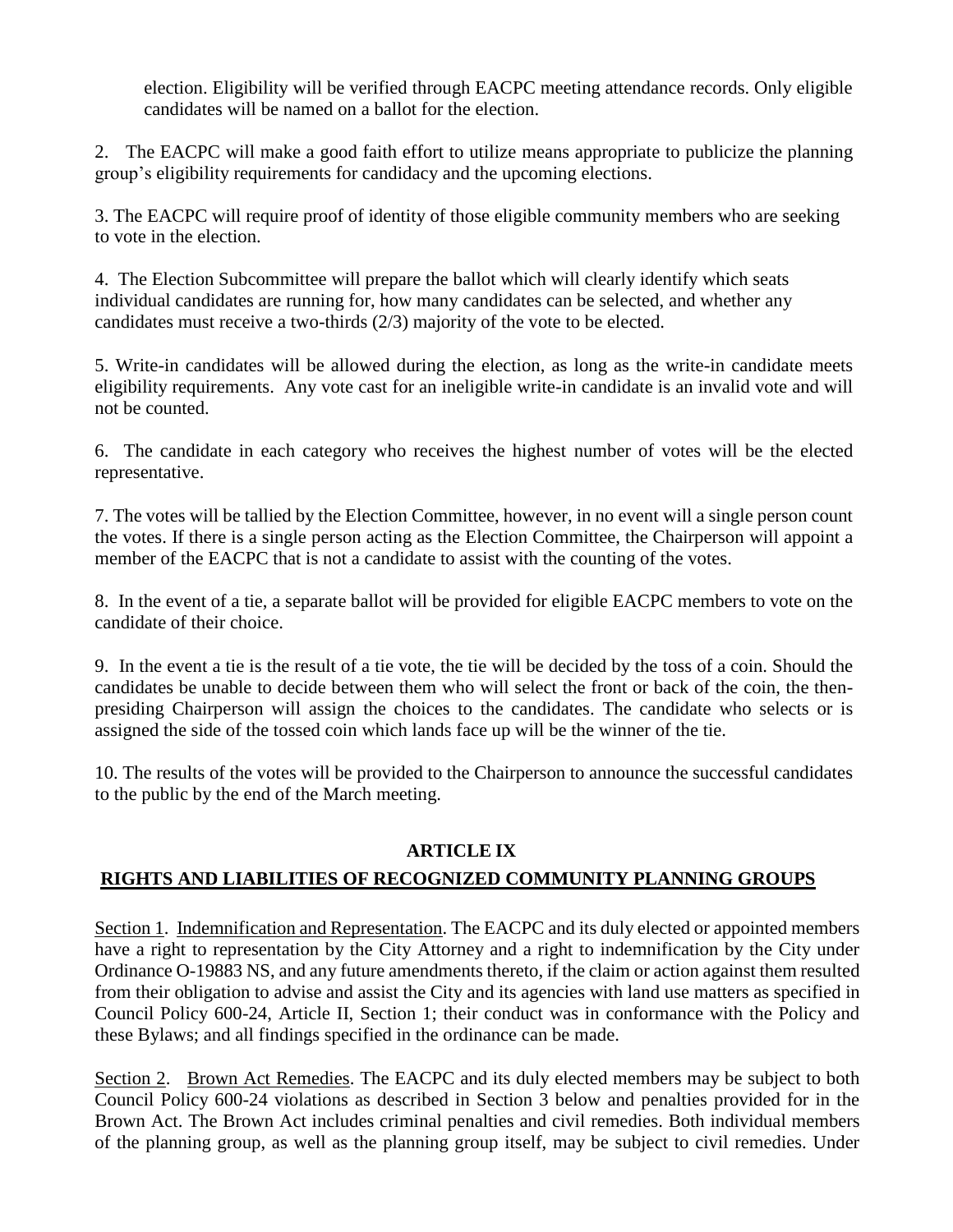election. Eligibility will be verified through EACPC meeting attendance records. Only eligible candidates will be named on a ballot for the election.

2. The EACPC will make a good faith effort to utilize means appropriate to publicize the planning group's eligibility requirements for candidacy and the upcoming elections.

3. The EACPC will require proof of identity of those eligible community members who are seeking to vote in the election.

4. The Election Subcommittee will prepare the ballot which will clearly identify which seats individual candidates are running for, how many candidates can be selected, and whether any candidates must receive a two-thirds (2/3) majority of the vote to be elected.

5. Write-in candidates will be allowed during the election, as long as the write-in candidate meets eligibility requirements. Any vote cast for an ineligible write-in candidate is an invalid vote and will not be counted.

6. The candidate in each category who receives the highest number of votes will be the elected representative.

7. The votes will be tallied by the Election Committee, however, in no event will a single person count the votes. If there is a single person acting as the Election Committee, the Chairperson will appoint a member of the EACPC that is not a candidate to assist with the counting of the votes.

8. In the event of a tie, a separate ballot will be provided for eligible EACPC members to vote on the candidate of their choice.

9. In the event a tie is the result of a tie vote, the tie will be decided by the toss of a coin. Should the candidates be unable to decide between them who will select the front or back of the coin, the then-presiding Chairperson will assign the choices to the candidates. The candidate who selects or is assigned the side of the tossed coin which lands face up will be the winner of the tie.

10. The results of the votes will be provided to the Chairperson to announce the successful candidates to the public by the end of the March meeting.

## ARTICLE IX

## RIGHTS AND LIABILITIES OF RECOGNIZED COMMUNITY PLANNING GROUPS

Section 1. Indemnification and Representation. The EACPC and its duly elected or appointed members have a right to representation by the City Attorney and a right to indemnification by the City under Ordinance O-19883 NS, and any future amendments thereto, if the claim or action against them resulted from their obligation to advise and assist the City and its agencies with land use matters as specified in Council Policy 600-24, Article II, Section 1; their conduct was in conformance with the Policy and these Bylaws; and all findings specified in the ordinance can be made.

Section 2. Brown Act Remedies. The EACPC and its duly elected members may be subject to both Council Policy 600-24 violations as described in Section 3 below and penalties provided for in the Brown Act. The Brown Act includes criminal penalties and civil remedies. Both individual members of the planning group, as well as the planning group itself, may be subject to civil remedies. Under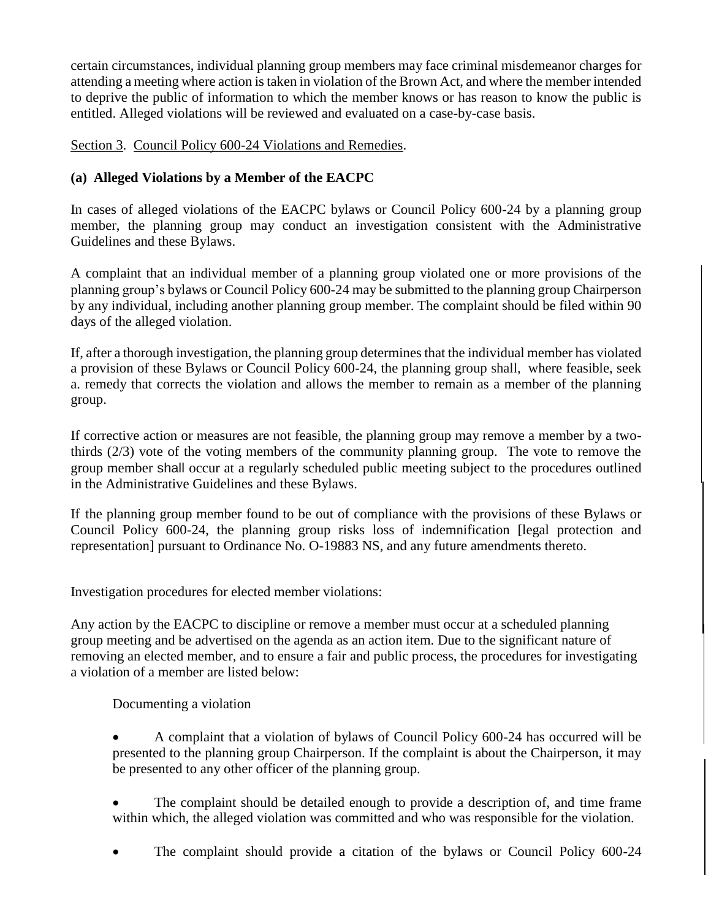certain circumstances, individual planning group members may face criminal misdemeanor charges for attending a meeting where action is taken in violation of the Brown Act, and where the member intended to deprive the public of information to which the member knows or has reason to know the public is entitled. Alleged violations will be reviewed and evaluated on a case-by-case basis.

Section 3. Council Policy 600-24 Violations and Remedies.

**(a) Alleged Violations by a Member of the EACPC**

In cases of alleged violations of the EACPC bylaws or Council Policy 600-24 by a planning group member, the planning group may conduct an investigation consistent with the Administrative Guidelines and these Bylaws.

A complaint that an individual member of a planning group violated one or more provisions of the planning group's bylaws or Council Policy 600-24 may be submitted to the planning group Chairperson by any individual, including another planning group member. The complaint should be filed within 90 days of the alleged violation.

If, after a thorough investigation, the planning group determines that the individual member has violated a provision of these Bylaws or Council Policy 600-24, the planning group shall, where feasible, seek a. remedy that corrects the violation and allows the member to remain as a member of the planning group.

If corrective action or measures are not feasible, the planning group may remove a member by a two-thirds (2/3) vote of the voting members of the community planning group. The vote to remove the group member shall occur at a regularly scheduled public meeting subject to the procedures outlined in the Administrative Guidelines and these Bylaws.

If the planning group member found to be out of compliance with the provisions of these Bylaws or Council Policy 600-24, the planning group risks loss of indemnification [legal protection and representation] pursuant to Ordinance No. O-19883 NS, and any future amendments thereto.

Investigation procedures for elected member violations:

Any action by the EACPC to discipline or remove a member must occur at a scheduled planning group meeting and be advertised on the agenda as an action item. Due to the significant nature of removing an elected member, and to ensure a fair and public process, the procedures for investigating a violation of a member are listed below:

Documenting a violation

- A complaint that a violation of bylaws of Council Policy 600-24 has occurred will be presented to the planning group Chairperson. If the complaint is about the Chairperson, it may be presented to any other officer of the planning group.
- The complaint should be detailed enough to provide a description of, and time frame within which, the alleged violation was committed and who was responsible for the violation.
- The complaint should provide a citation of the bylaws or Council Policy 600-24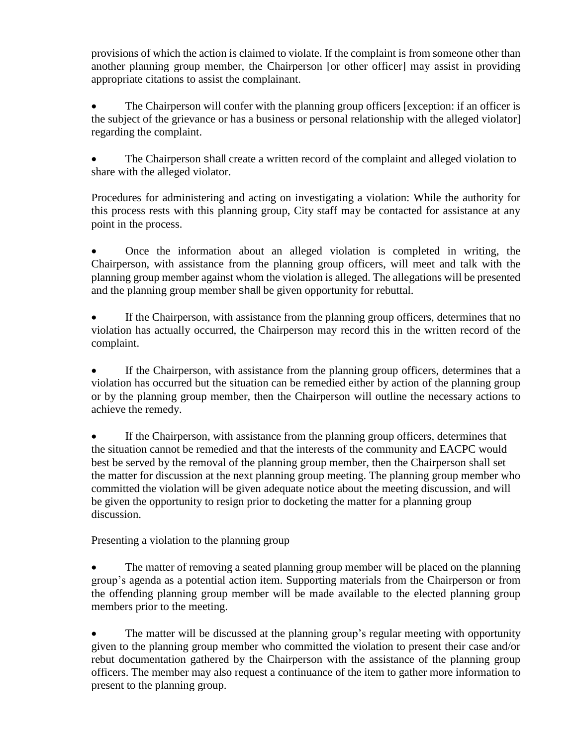provisions of which the action is claimed to violate. If the complaint is from someone other than another planning group member, the Chairperson [or other officer] may assist in providing appropriate citations to assist the complainant.

- The Chairperson will confer with the planning group officers [exception: if an officer is the subject of the grievance or has a business or personal relationship with the alleged violator] regarding the complaint.

- The Chairperson shall create a written record of the complaint and alleged violation to share with the alleged violator.

Procedures for administering and acting on investigating a violation: While the authority for this process rests with this planning group, City staff may be contacted for assistance at any point in the process.

- Once the information about an alleged violation is completed in writing, the Chairperson, with assistance from the planning group officers, will meet and talk with the planning group member against whom the violation is alleged. The allegations will be presented and the planning group member shall be given opportunity for rebuttal.

- If the Chairperson, with assistance from the planning group officers, determines that no violation has actually occurred, the Chairperson may record this in the written record of the complaint.

- If the Chairperson, with assistance from the planning group officers, determines that a violation has occurred but the situation can be remedied either by action of the planning group or by the planning group member, then the Chairperson will outline the necessary actions to achieve the remedy.

- If the Chairperson, with assistance from the planning group officers, determines that the situation cannot be remedied and that the interests of the community and EACPC would best be served by the removal of the planning group member, then the Chairperson shall set the matter for discussion at the next planning group meeting. The planning group member who committed the violation will be given adequate notice about the meeting discussion, and will be given the opportunity to resign prior to docketing the matter for a planning group discussion.

Presenting a violation to the planning group

- The matter of removing a seated planning group member will be placed on the planning group's agenda as a potential action item. Supporting materials from the Chairperson or from the offending planning group member will be made available to the elected planning group members prior to the meeting.

- The matter will be discussed at the planning group's regular meeting with opportunity given to the planning group member who committed the violation to present their case and/or rebut documentation gathered by the Chairperson with the assistance of the planning group officers. The member may also request a continuance of the item to gather more information to present to the planning group.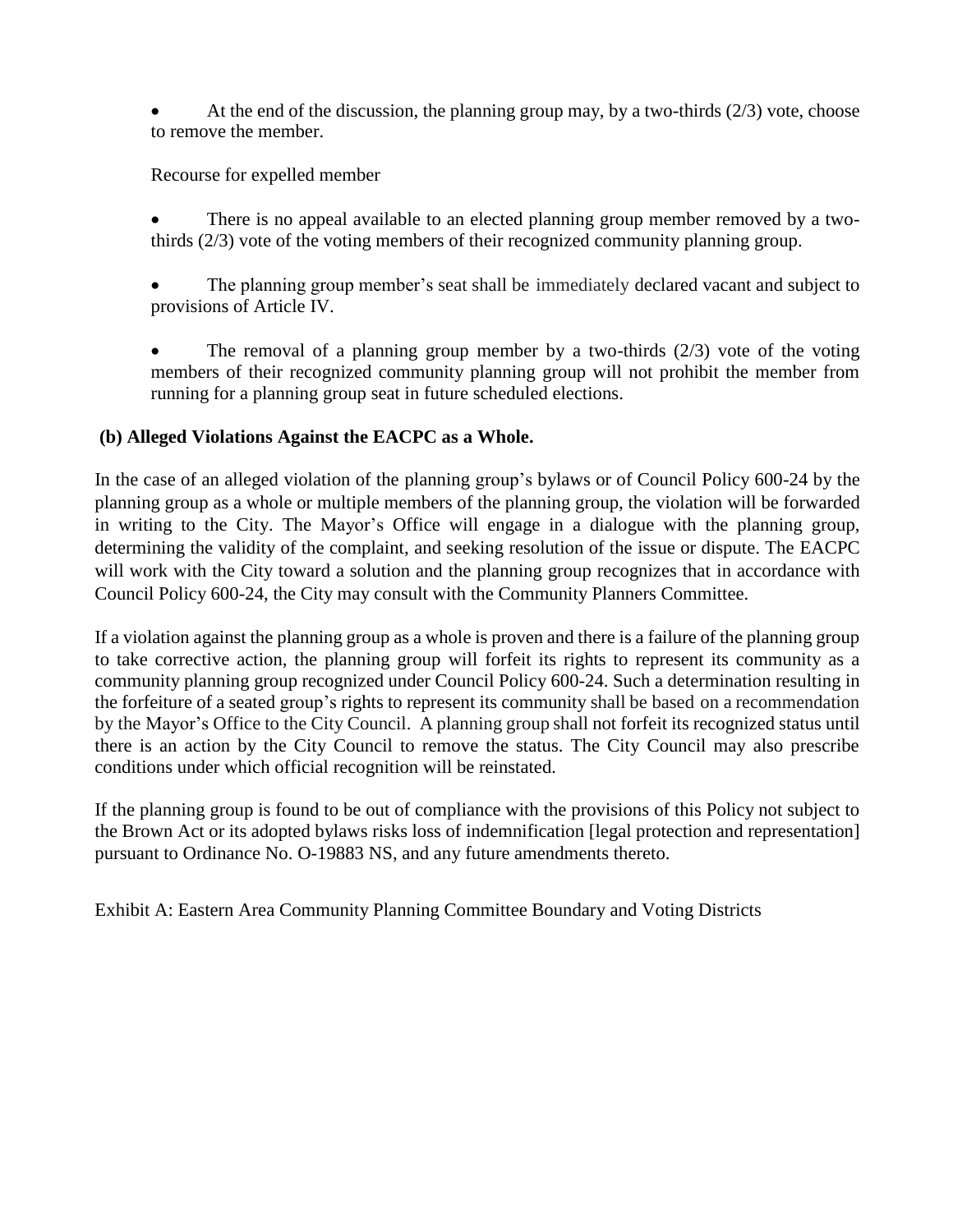- At the end of the discussion, the planning group may, by a two-thirds (2/3) vote, choose to remove the member.

Recourse for expelled member

- There is no appeal available to an elected planning group member removed by a two-thirds (2/3) vote of the voting members of their recognized community planning group.
- The planning group member's seat shall be immediately declared vacant and subject to provisions of Article IV.
- The removal of a planning group member by a two-thirds (2/3) vote of the voting members of their recognized community planning group will not prohibit the member from running for a planning group seat in future scheduled elections.

**(b) Alleged Violations Against the EACPC as a Whole.**

In the case of an alleged violation of the planning group's bylaws or of Council Policy 600-24 by the planning group as a whole or multiple members of the planning group, the violation will be forwarded in writing to the City. The Mayor's Office will engage in a dialogue with the planning group, determining the validity of the complaint, and seeking resolution of the issue or dispute. The EACPC will work with the City toward a solution and the planning group recognizes that in accordance with Council Policy 600-24, the City may consult with the Community Planners Committee.

If a violation against the planning group as a whole is proven and there is a failure of the planning group to take corrective action, the planning group will forfeit its rights to represent its community as a community planning group recognized under Council Policy 600-24. Such a determination resulting in the forfeiture of a seated group's rights to represent its community shall be based on a recommendation by the Mayor's Office to the City Council. A planning group shall not forfeit its recognized status until there is an action by the City Council to remove the status. The City Council may also prescribe conditions under which official recognition will be reinstated.

If the planning group is found to be out of compliance with the provisions of this Policy not subject to the Brown Act or its adopted bylaws risks loss of indemnification [legal protection and representation] pursuant to Ordinance No. O-19883 NS, and any future amendments thereto.

Exhibit A: Eastern Area Community Planning Committee Boundary and Voting Districts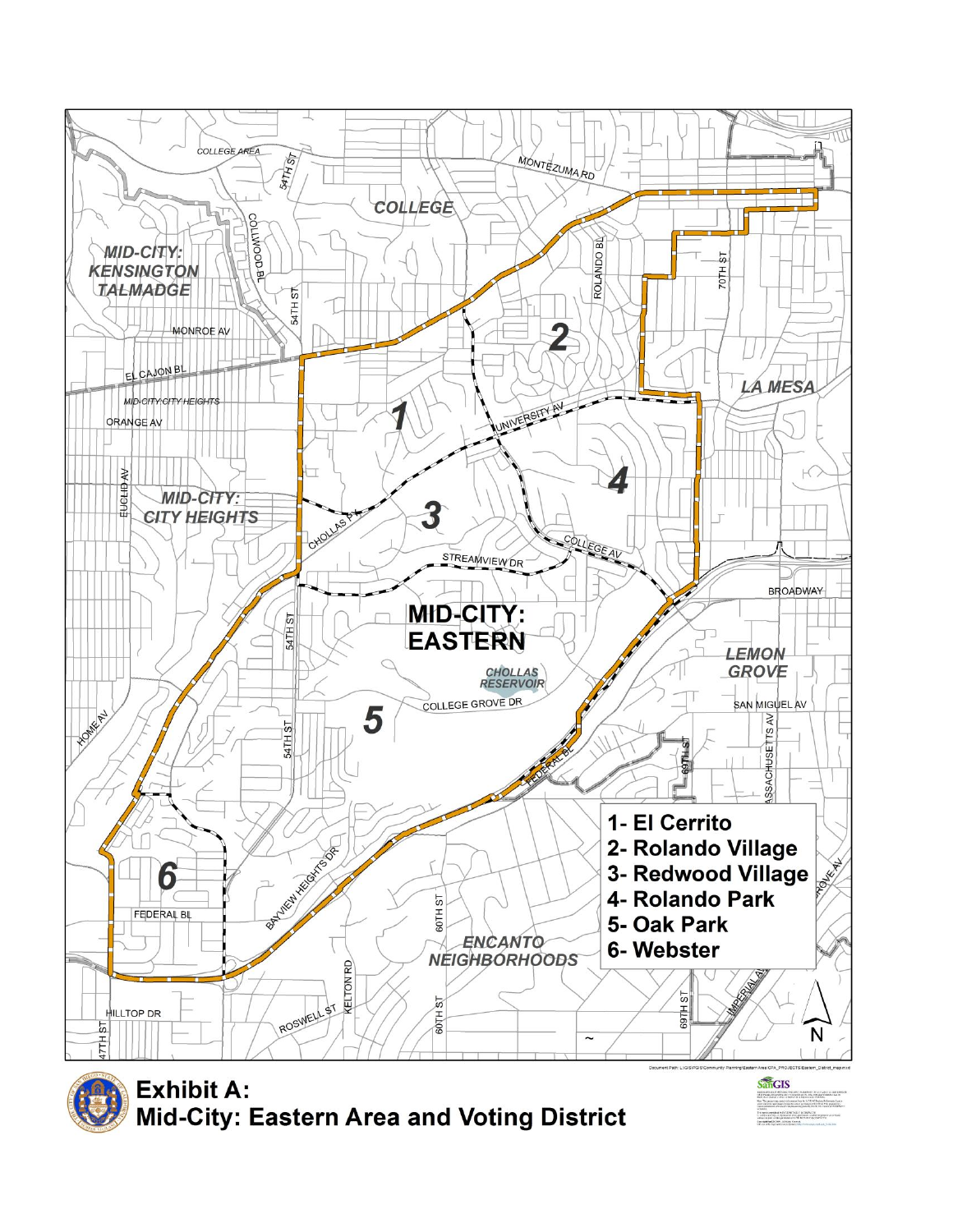COLLEGE AREA

54TH ST

MONTEZUMA RD

COLLEGE

MID-CITY: KENSINGTON TALMADGE

COLLWOOD BL

54TH ST

ROLANDO BL

70TH ST

MONROE AV

2

EL CAJON BL

LA MESA

MID-CITY CITY HEIGHTS

1

UNIVERSITY AV

ORANGE AV

EUCLID AV

4

MID-CITY: CITY HEIGHTS

3

CHOLLAS PY

COLLEGE AV

STREAMVIEW DR

BROADWAY

MID-CITY: EASTERN

54TH ST

LEMON GROVE

CHOLLAS RESERVOIR

COLLEGE GROVE DR

SAN MIGUEL AV

HOME AV

5

54TH ST

FEDERAL BL

69TH ST

MASSACHUSETTS AV

1- El Cerrito
2- Rolando Village
3- Redwood Village
4- Rolando Park
5- Oak Park
6- Webster

6

BAYVIEW HEIGHTS DR

GROVE AV

FEDERAL BL

60TH ST

ENCANTO NEIGHBORHOODS

KELTON RD

IMPERIAL AV

HILLTOP DR

ROSWELL ST

60TH ST

69TH ST

47TH ST

N

## Exhibit A: Mid-City: Eastern Area and Voting District